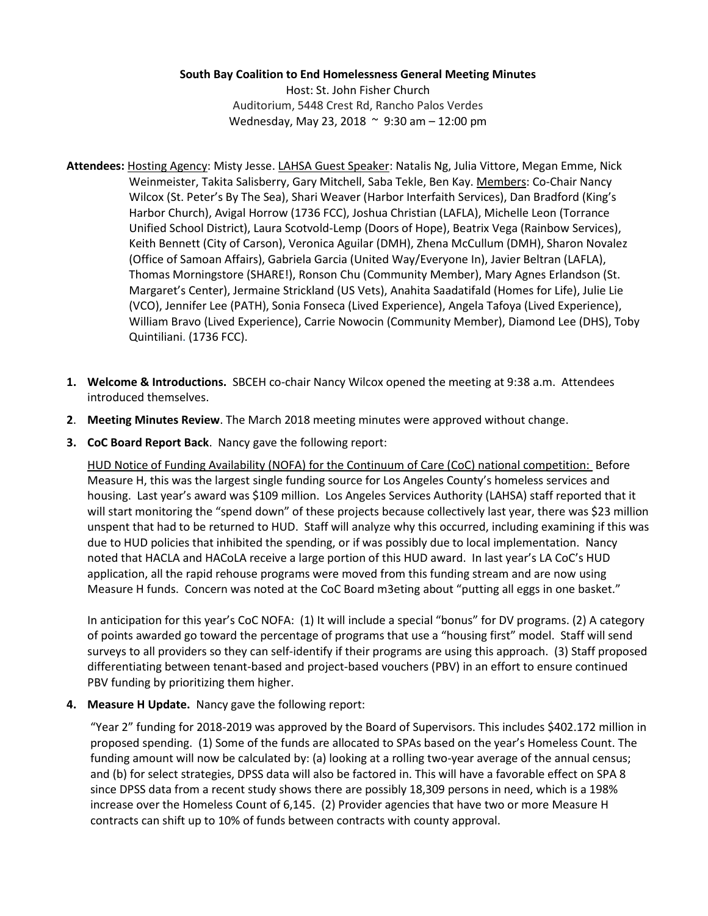**South Bay Coalition to End Homelessness General Meeting Minutes**

Host: St. John Fisher Church
Auditorium, 5448 Crest Rd, Rancho Palos Verdes
Wednesday, May 23, 2018 ~ 9:30 am – 12:00 pm

**Attendees:** Hosting Agency: Misty Jesse. LAHSA Guest Speaker: Natalis Ng, Julia Vittore, Megan Emme, Nick Weinmeister, Takita Salisberry, Gary Mitchell, Saba Tekle, Ben Kay. Members: Co-Chair Nancy Wilcox (St. Peter's By The Sea), Shari Weaver (Harbor Interfaith Services), Dan Bradford (King's Harbor Church), Avigal Horrow (1736 FCC), Joshua Christian (LAFLA), Michelle Leon (Torrance Unified School District), Laura Scotvold-Lemp (Doors of Hope), Beatrix Vega (Rainbow Services), Keith Bennett (City of Carson), Veronica Aguilar (DMH), Zhena McCullum (DMH), Sharon Novalez (Office of Samoan Affairs), Gabriela Garcia (United Way/Everyone In), Javier Beltran (LAFLA), Thomas Morningstore (SHARE!), Ronson Chu (Community Member), Mary Agnes Erlandson (St. Margaret's Center), Jermaine Strickland (US Vets), Anahita Saadatifald (Homes for Life), Julie Lie (VCO), Jennifer Lee (PATH), Sonia Fonseca (Lived Experience), Angela Tafoya (Lived Experience), William Bravo (Lived Experience), Carrie Nowocin (Community Member), Diamond Lee (DHS), Toby Quintiliani. (1736 FCC).

1. **Welcome & Introductions.** SBCEH co-chair Nancy Wilcox opened the meeting at 9:38 a.m. Attendees introduced themselves.

2. **Meeting Minutes Review**. The March 2018 meeting minutes were approved without change.

3. **CoC Board Report Back**. Nancy gave the following report:

   HUD Notice of Funding Availability (NOFA) for the Continuum of Care (CoC) national competition: Before Measure H, this was the largest single funding source for Los Angeles County's homeless services and housing. Last year's award was $109 million. Los Angeles Services Authority (LAHSA) staff reported that it will start monitoring the "spend down" of these projects because collectively last year, there was $23 million unspent that had to be returned to HUD. Staff will analyze why this occurred, including examining if this was due to HUD policies that inhibited the spending, or if was possibly due to local implementation. Nancy noted that HACLA and HACoLA receive a large portion of this HUD award. In last year's LA CoC's HUD application, all the rapid rehouse programs were moved from this funding stream and are now using Measure H funds. Concern was noted at the CoC Board m3eting about "putting all eggs in one basket."

   In anticipation for this year's CoC NOFA: (1) It will include a special "bonus" for DV programs. (2) A category of points awarded go toward the percentage of programs that use a "housing first" model. Staff will send surveys to all providers so they can self-identify if their programs are using this approach. (3) Staff proposed differentiating between tenant-based and project-based vouchers (PBV) in an effort to ensure continued PBV funding by prioritizing them higher.

4. **Measure H Update.** Nancy gave the following report:

   "Year 2" funding for 2018-2019 was approved by the Board of Supervisors. This includes $402.172 million in proposed spending. (1) Some of the funds are allocated to SPAs based on the year's Homeless Count. The funding amount will now be calculated by: (a) looking at a rolling two-year average of the annual census; and (b) for select strategies, DPSS data will also be factored in. This will have a favorable effect on SPA 8 since DPSS data from a recent study shows there are possibly 18,309 persons in need, which is a 198% increase over the Homeless Count of 6,145. (2) Provider agencies that have two or more Measure H contracts can shift up to 10% of funds between contracts with county approval.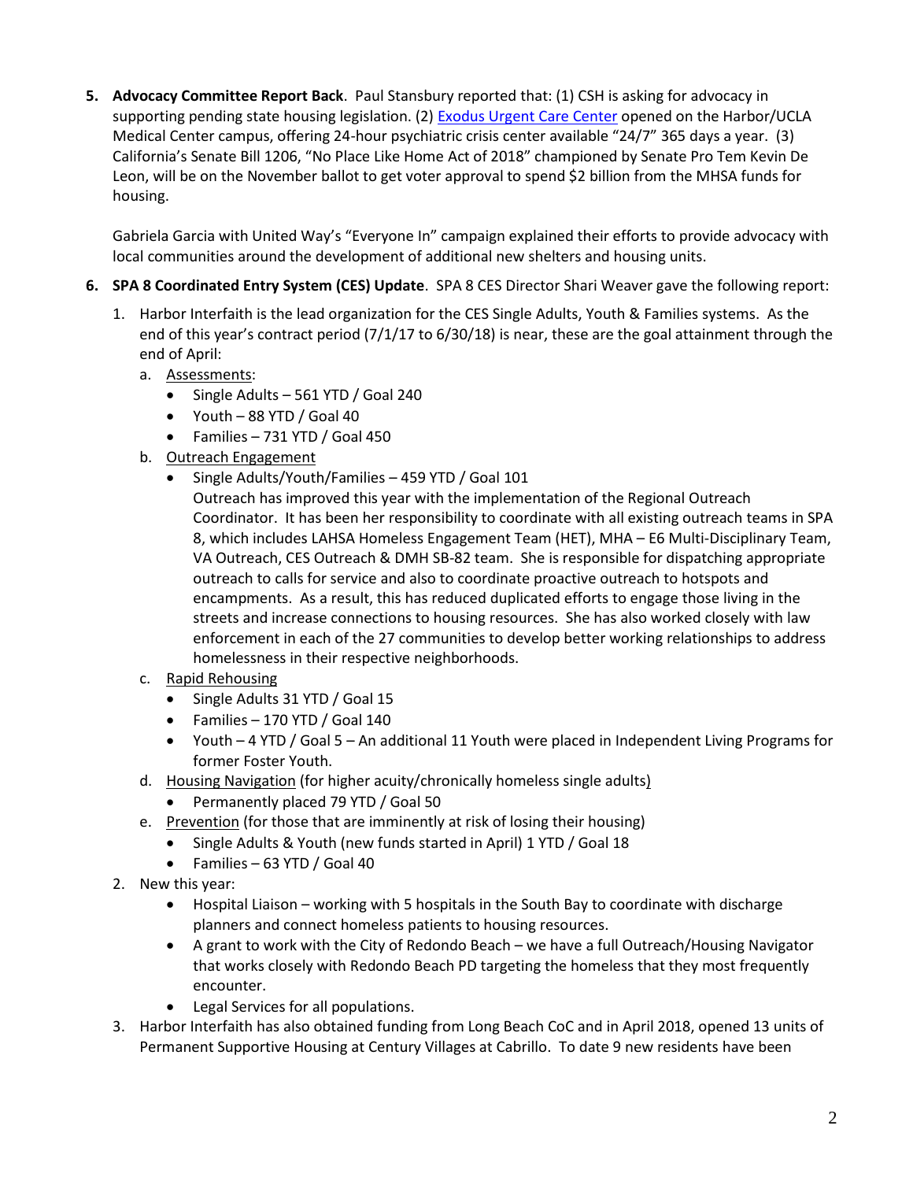5. **Advocacy Committee Report Back**. Paul Stansbury reported that: (1) CSH is asking for advocacy in supporting pending state housing legislation. (2) Exodus Urgent Care Center opened on the Harbor/UCLA Medical Center campus, offering 24-hour psychiatric crisis center available "24/7" 365 days a year. (3) California's Senate Bill 1206, "No Place Like Home Act of 2018" championed by Senate Pro Tem Kevin De Leon, will be on the November ballot to get voter approval to spend $2 billion from the MHSA funds for housing.

   Gabriela Garcia with United Way's "Everyone In" campaign explained their efforts to provide advocacy with local communities around the development of additional new shelters and housing units.

6. **SPA 8 Coordinated Entry System (CES) Update**. SPA 8 CES Director Shari Weaver gave the following report:

   1. Harbor Interfaith is the lead organization for the CES Single Adults, Youth & Families systems. As the end of this year's contract period (7/1/17 to 6/30/18) is near, these are the goal attainment through the end of April:
      a. Assessments:
         - Single Adults – 561 YTD / Goal 240
         - Youth – 88 YTD / Goal 40
         - Families – 731 YTD / Goal 450
      b. Outreach Engagement
         - Single Adults/Youth/Families – 459 YTD / Goal 101
           Outreach has improved this year with the implementation of the Regional Outreach Coordinator. It has been her responsibility to coordinate with all existing outreach teams in SPA 8, which includes LAHSA Homeless Engagement Team (HET), MHA – E6 Multi-Disciplinary Team, VA Outreach, CES Outreach & DMH SB-82 team. She is responsible for dispatching appropriate outreach to calls for service and also to coordinate proactive outreach to hotspots and encampments. As a result, this has reduced duplicated efforts to engage those living in the streets and increase connections to housing resources. She has also worked closely with law enforcement in each of the 27 communities to develop better working relationships to address homelessness in their respective neighborhoods.
      c. Rapid Rehousing
         - Single Adults 31 YTD / Goal 15
         - Families – 170 YTD / Goal 140
         - Youth – 4 YTD / Goal 5 – An additional 11 Youth were placed in Independent Living Programs for former Foster Youth.
      d. Housing Navigation (for higher acuity/chronically homeless single adults)
         - Permanently placed 79 YTD / Goal 50
      e. Prevention (for those that are imminently at risk of losing their housing)
         - Single Adults & Youth (new funds started in April) 1 YTD / Goal 18
         - Families – 63 YTD / Goal 40
   2. New this year:
      - Hospital Liaison – working with 5 hospitals in the South Bay to coordinate with discharge planners and connect homeless patients to housing resources.
      - A grant to work with the City of Redondo Beach – we have a full Outreach/Housing Navigator that works closely with Redondo Beach PD targeting the homeless that they most frequently encounter.
      - Legal Services for all populations.
   3. Harbor Interfaith has also obtained funding from Long Beach CoC and in April 2018, opened 13 units of Permanent Supportive Housing at Century Villages at Cabrillo. To date 9 new residents have been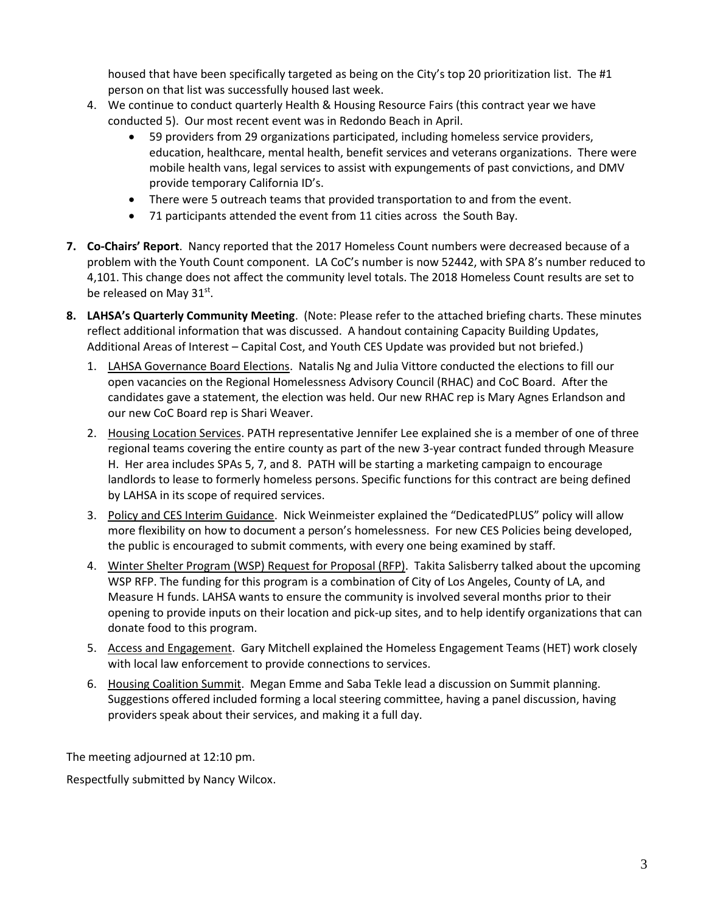housed that have been specifically targeted as being on the City's top 20 prioritization list. The #1 person on that list was successfully housed last week.

4. We continue to conduct quarterly Health & Housing Resource Fairs (this contract year we have conducted 5). Our most recent event was in Redondo Beach in April.
   - 59 providers from 29 organizations participated, including homeless service providers, education, healthcare, mental health, benefit services and veterans organizations. There were mobile health vans, legal services to assist with expungements of past convictions, and DMV provide temporary California ID's.
   - There were 5 outreach teams that provided transportation to and from the event.
   - 71 participants attended the event from 11 cities across the South Bay.

**7. Co-Chairs' Report**. Nancy reported that the 2017 Homeless Count numbers were decreased because of a problem with the Youth Count component. LA CoC's number is now 52442, with SPA 8's number reduced to 4,101. This change does not affect the community level totals. The 2018 Homeless Count results are set to be released on May 31st.

**8. LAHSA's Quarterly Community Meeting**. (Note: Please refer to the attached briefing charts. These minutes reflect additional information that was discussed. A handout containing Capacity Building Updates, Additional Areas of Interest – Capital Cost, and Youth CES Update was provided but not briefed.)

1. LAHSA Governance Board Elections. Natalis Ng and Julia Vittore conducted the elections to fill our open vacancies on the Regional Homelessness Advisory Council (RHAC) and CoC Board. After the candidates gave a statement, the election was held. Our new RHAC rep is Mary Agnes Erlandson and our new CoC Board rep is Shari Weaver.
2. Housing Location Services. PATH representative Jennifer Lee explained she is a member of one of three regional teams covering the entire county as part of the new 3-year contract funded through Measure H. Her area includes SPAs 5, 7, and 8. PATH will be starting a marketing campaign to encourage landlords to lease to formerly homeless persons. Specific functions for this contract are being defined by LAHSA in its scope of required services.
3. Policy and CES Interim Guidance. Nick Weinmeister explained the "DedicatedPLUS" policy will allow more flexibility on how to document a person's homelessness. For new CES Policies being developed, the public is encouraged to submit comments, with every one being examined by staff.
4. Winter Shelter Program (WSP) Request for Proposal (RFP). Takita Salisberry talked about the upcoming WSP RFP. The funding for this program is a combination of City of Los Angeles, County of LA, and Measure H funds. LAHSA wants to ensure the community is involved several months prior to their opening to provide inputs on their location and pick-up sites, and to help identify organizations that can donate food to this program.
5. Access and Engagement. Gary Mitchell explained the Homeless Engagement Teams (HET) work closely with local law enforcement to provide connections to services.
6. Housing Coalition Summit. Megan Emme and Saba Tekle lead a discussion on Summit planning. Suggestions offered included forming a local steering committee, having a panel discussion, having providers speak about their services, and making it a full day.

The meeting adjourned at 12:10 pm.

Respectfully submitted by Nancy Wilcox.